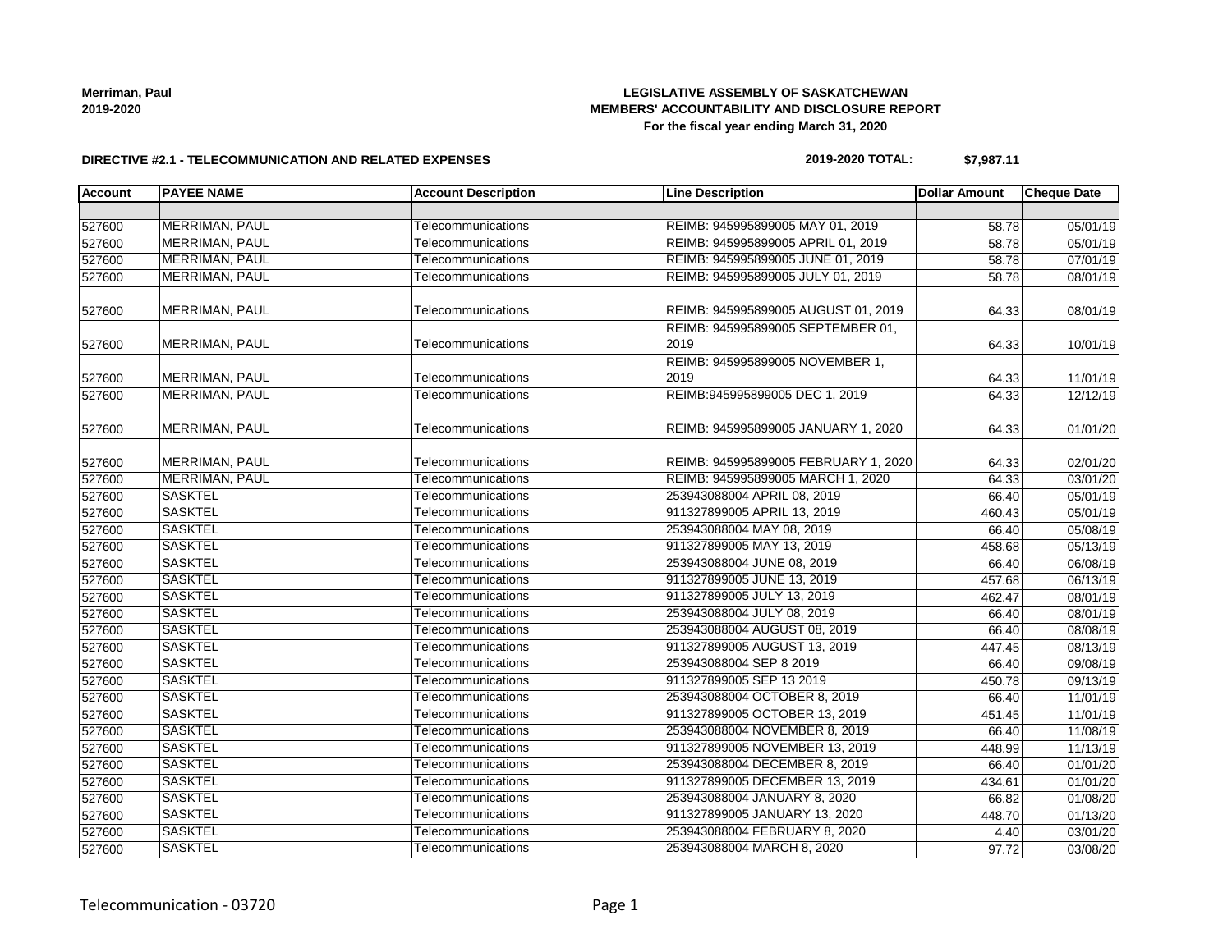**Merriman, Paul**
**2019-2020**

**LEGISLATIVE ASSEMBLY OF SASKATCHEWAN**
**MEMBERS' ACCOUNTABILITY AND DISCLOSURE REPORT**
**For the fiscal year ending March 31, 2020**

**DIRECTIVE #2.1 - TELECOMMUNICATION AND RELATED EXPENSES**

**2019-2020 TOTAL: $7,987.11**

| Account | PAYEE NAME | Account Description | Line Description | Dollar Amount | Cheque Date |
|---|---|---|---|---|---|
| | | | | | |
| 527600 | MERRIMAN, PAUL | Telecommunications | REIMB: 945995899005 MAY 01, 2019 | 58.78 | 05/01/19 |
| 527600 | MERRIMAN, PAUL | Telecommunications | REIMB: 945995899005 APRIL 01, 2019 | 58.78 | 05/01/19 |
| 527600 | MERRIMAN, PAUL | Telecommunications | REIMB: 945995899005 JUNE 01, 2019 | 58.78 | 07/01/19 |
| 527600 | MERRIMAN, PAUL | Telecommunications | REIMB: 945995899005 JULY 01, 2019 | 58.78 | 08/01/19 |
| 527600 | MERRIMAN, PAUL | Telecommunications | REIMB: 945995899005 AUGUST 01, 2019 | 64.33 | 08/01/19 |
| 527600 | MERRIMAN, PAUL | Telecommunications | REIMB: 945995899005 SEPTEMBER 01, 2019 | 64.33 | 10/01/19 |
| 527600 | MERRIMAN, PAUL | Telecommunications | REIMB: 945995899005 NOVEMBER 1, 2019 | 64.33 | 11/01/19 |
| 527600 | MERRIMAN, PAUL | Telecommunications | REIMB:945995899005 DEC 1, 2019 | 64.33 | 12/12/19 |
| 527600 | MERRIMAN, PAUL | Telecommunications | REIMB: 945995899005 JANUARY 1, 2020 | 64.33 | 01/01/20 |
| 527600 | MERRIMAN, PAUL | Telecommunications | REIMB: 945995899005 FEBRUARY 1, 2020 | 64.33 | 02/01/20 |
| 527600 | MERRIMAN, PAUL | Telecommunications | REIMB: 945995899005 MARCH 1, 2020 | 64.33 | 03/01/20 |
| 527600 | SASKTEL | Telecommunications | 253943088004 APRIL 08, 2019 | 66.40 | 05/01/19 |
| 527600 | SASKTEL | Telecommunications | 911327899005 APRIL 13, 2019 | 460.43 | 05/01/19 |
| 527600 | SASKTEL | Telecommunications | 253943088004 MAY 08, 2019 | 66.40 | 05/08/19 |
| 527600 | SASKTEL | Telecommunications | 911327899005 MAY 13, 2019 | 458.68 | 05/13/19 |
| 527600 | SASKTEL | Telecommunications | 253943088004 JUNE 08, 2019 | 66.40 | 06/08/19 |
| 527600 | SASKTEL | Telecommunications | 911327899005 JUNE 13, 2019 | 457.68 | 06/13/19 |
| 527600 | SASKTEL | Telecommunications | 911327899005 JULY 13, 2019 | 462.47 | 08/01/19 |
| 527600 | SASKTEL | Telecommunications | 253943088004 JULY 08, 2019 | 66.40 | 08/01/19 |
| 527600 | SASKTEL | Telecommunications | 253943088004 AUGUST 08, 2019 | 66.40 | 08/08/19 |
| 527600 | SASKTEL | Telecommunications | 911327899005 AUGUST 13, 2019 | 447.45 | 08/13/19 |
| 527600 | SASKTEL | Telecommunications | 253943088004 SEP 8 2019 | 66.40 | 09/08/19 |
| 527600 | SASKTEL | Telecommunications | 911327899005 SEP 13 2019 | 450.78 | 09/13/19 |
| 527600 | SASKTEL | Telecommunications | 253943088004 OCTOBER 8, 2019 | 66.40 | 11/01/19 |
| 527600 | SASKTEL | Telecommunications | 911327899005 OCTOBER 13, 2019 | 451.45 | 11/01/19 |
| 527600 | SASKTEL | Telecommunications | 253943088004 NOVEMBER 8, 2019 | 66.40 | 11/08/19 |
| 527600 | SASKTEL | Telecommunications | 911327899005 NOVEMBER 13, 2019 | 448.99 | 11/13/19 |
| 527600 | SASKTEL | Telecommunications | 253943088004 DECEMBER 8, 2019 | 66.40 | 01/01/20 |
| 527600 | SASKTEL | Telecommunications | 911327899005 DECEMBER 13, 2019 | 434.61 | 01/01/20 |
| 527600 | SASKTEL | Telecommunications | 253943088004 JANUARY 8, 2020 | 66.82 | 01/08/20 |
| 527600 | SASKTEL | Telecommunications | 911327899005 JANUARY 13, 2020 | 448.70 | 01/13/20 |
| 527600 | SASKTEL | Telecommunications | 253943088004 FEBRUARY 8, 2020 | 4.40 | 03/01/20 |
| 527600 | SASKTEL | Telecommunications | 253943088004 MARCH 8, 2020 | 97.72 | 03/08/20 |

Telecommunication - 03720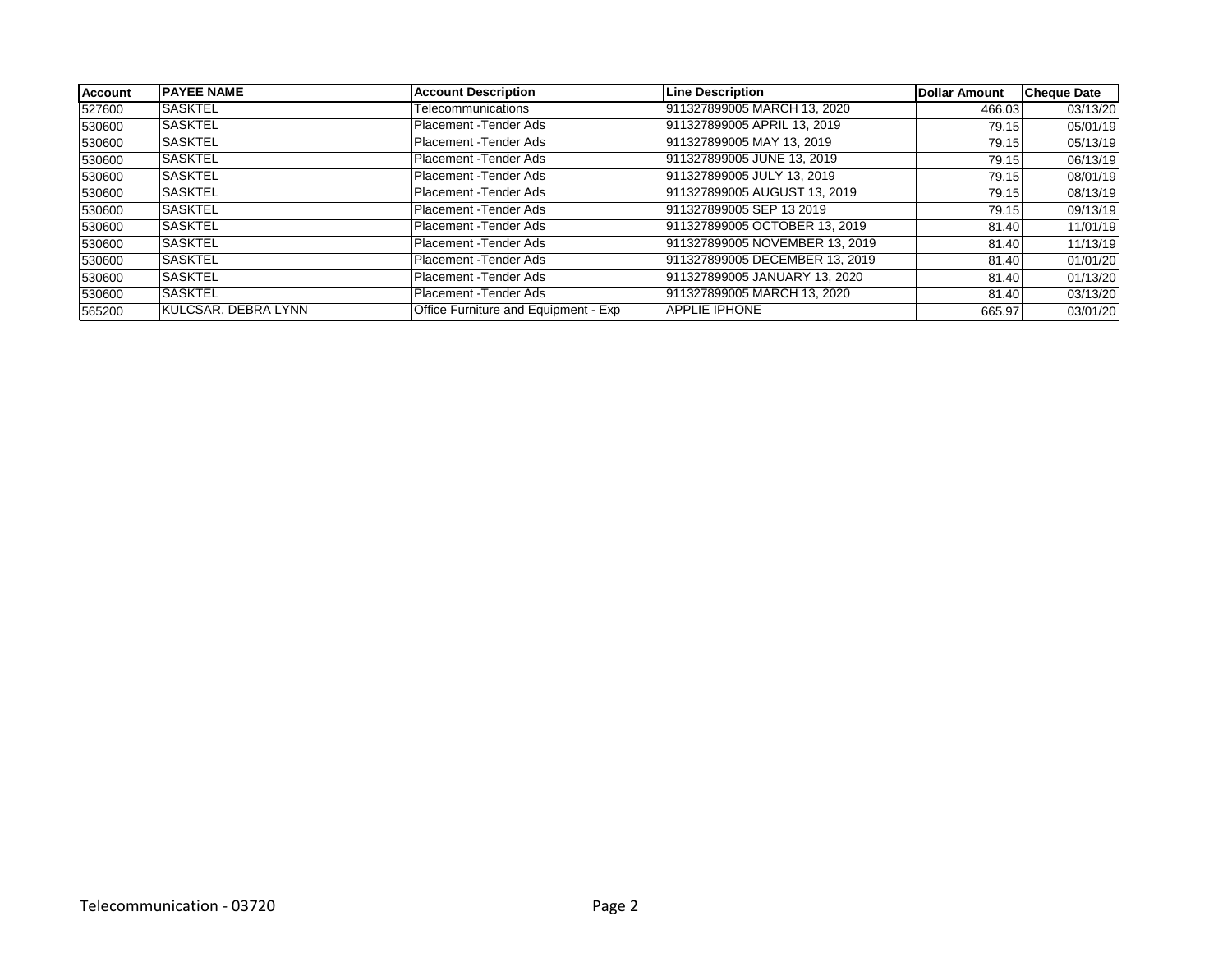| Account | PAYEE NAME | Account Description | Line Description | Dollar Amount | Cheque Date |
|---|---|---|---|---|---|
| 527600 | SASKTEL | Telecommunications | 911327899005 MARCH 13, 2020 | 466.03 | 03/13/20 |
| 530600 | SASKTEL | Placement -Tender Ads | 911327899005 APRIL 13, 2019 | 79.15 | 05/01/19 |
| 530600 | SASKTEL | Placement -Tender Ads | 911327899005 MAY 13, 2019 | 79.15 | 05/13/19 |
| 530600 | SASKTEL | Placement -Tender Ads | 911327899005 JUNE 13, 2019 | 79.15 | 06/13/19 |
| 530600 | SASKTEL | Placement -Tender Ads | 911327899005 JULY 13, 2019 | 79.15 | 08/01/19 |
| 530600 | SASKTEL | Placement -Tender Ads | 911327899005 AUGUST 13, 2019 | 79.15 | 08/13/19 |
| 530600 | SASKTEL | Placement -Tender Ads | 911327899005 SEP 13 2019 | 79.15 | 09/13/19 |
| 530600 | SASKTEL | Placement -Tender Ads | 911327899005 OCTOBER 13, 2019 | 81.40 | 11/01/19 |
| 530600 | SASKTEL | Placement -Tender Ads | 911327899005 NOVEMBER 13, 2019 | 81.40 | 11/13/19 |
| 530600 | SASKTEL | Placement -Tender Ads | 911327899005 DECEMBER 13, 2019 | 81.40 | 01/01/20 |
| 530600 | SASKTEL | Placement -Tender Ads | 911327899005 JANUARY 13, 2020 | 81.40 | 01/13/20 |
| 530600 | SASKTEL | Placement -Tender Ads | 911327899005 MARCH 13, 2020 | 81.40 | 03/13/20 |
| 565200 | KULCSAR, DEBRA LYNN | Office Furniture and Equipment - Exp | APPLIE IPHONE | 665.97 | 03/01/20 |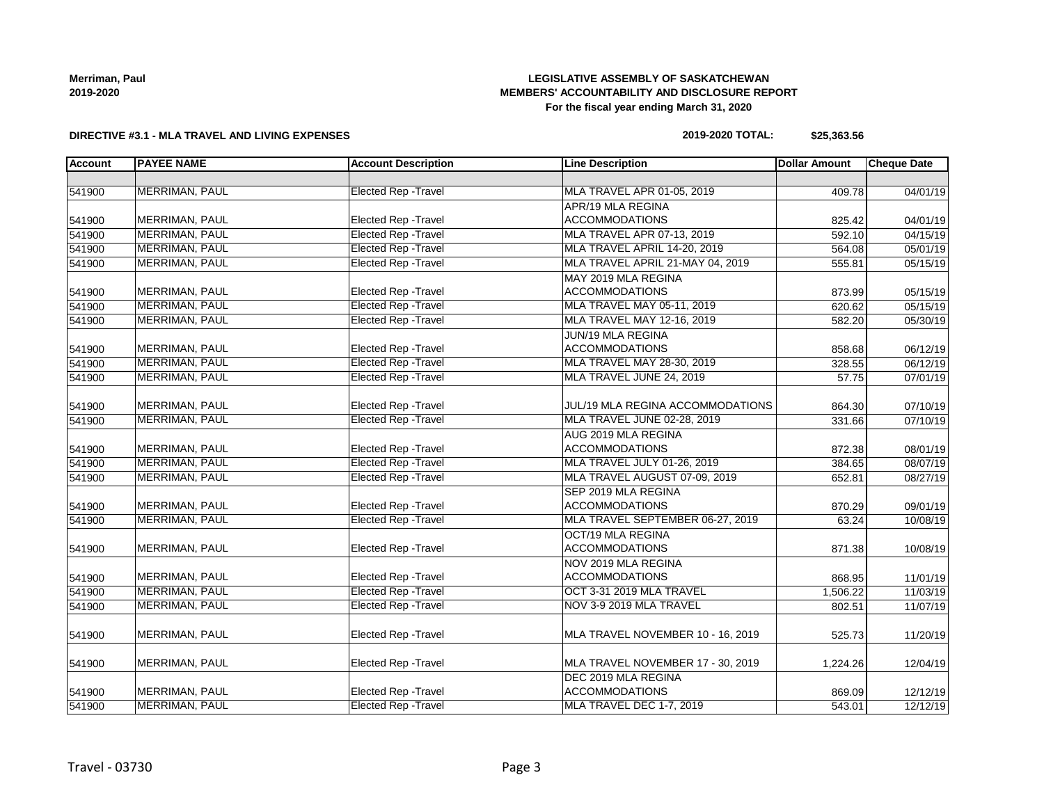**Merriman, Paul**
**2019-2020**

**LEGISLATIVE ASSEMBLY OF SASKATCHEWAN**
**MEMBERS' ACCOUNTABILITY AND DISCLOSURE REPORT**
**For the fiscal year ending March 31, 2020**

**DIRECTIVE #3.1 - MLA TRAVEL AND LIVING EXPENSES**

**2019-2020 TOTAL: $25,363.56**

| Account | PAYEE NAME | Account Description | Line Description | Dollar Amount | Cheque Date |
|---|---|---|---|---|---|
| | | | | | |
| 541900 | MERRIMAN, PAUL | Elected Rep -Travel | MLA TRAVEL APR 01-05, 2019 | 409.78 | 04/01/19 |
| 541900 | MERRIMAN, PAUL | Elected Rep -Travel | APR/19 MLA REGINA ACCOMMODATIONS | 825.42 | 04/01/19 |
| 541900 | MERRIMAN, PAUL | Elected Rep -Travel | MLA TRAVEL APR 07-13, 2019 | 592.10 | 04/15/19 |
| 541900 | MERRIMAN, PAUL | Elected Rep -Travel | MLA TRAVEL APRIL 14-20, 2019 | 564.08 | 05/01/19 |
| 541900 | MERRIMAN, PAUL | Elected Rep -Travel | MLA TRAVEL APRIL 21-MAY 04, 2019 | 555.81 | 05/15/19 |
| 541900 | MERRIMAN, PAUL | Elected Rep -Travel | MAY 2019 MLA REGINA ACCOMMODATIONS | 873.99 | 05/15/19 |
| 541900 | MERRIMAN, PAUL | Elected Rep -Travel | MLA TRAVEL MAY 05-11, 2019 | 620.62 | 05/15/19 |
| 541900 | MERRIMAN, PAUL | Elected Rep -Travel | MLA TRAVEL MAY 12-16, 2019 | 582.20 | 05/30/19 |
| 541900 | MERRIMAN, PAUL | Elected Rep -Travel | JUN/19 MLA REGINA ACCOMMODATIONS | 858.68 | 06/12/19 |
| 541900 | MERRIMAN, PAUL | Elected Rep -Travel | MLA TRAVEL MAY 28-30, 2019 | 328.55 | 06/12/19 |
| 541900 | MERRIMAN, PAUL | Elected Rep -Travel | MLA TRAVEL JUNE 24, 2019 | 57.75 | 07/01/19 |
| 541900 | MERRIMAN, PAUL | Elected Rep -Travel | JUL/19 MLA REGINA ACCOMMODATIONS | 864.30 | 07/10/19 |
| 541900 | MERRIMAN, PAUL | Elected Rep -Travel | MLA TRAVEL JUNE 02-28, 2019 | 331.66 | 07/10/19 |
| 541900 | MERRIMAN, PAUL | Elected Rep -Travel | AUG 2019 MLA REGINA ACCOMMODATIONS | 872.38 | 08/01/19 |
| 541900 | MERRIMAN, PAUL | Elected Rep -Travel | MLA TRAVEL JULY 01-26, 2019 | 384.65 | 08/07/19 |
| 541900 | MERRIMAN, PAUL | Elected Rep -Travel | MLA TRAVEL AUGUST 07-09, 2019 | 652.81 | 08/27/19 |
| 541900 | MERRIMAN, PAUL | Elected Rep -Travel | SEP 2019 MLA REGINA ACCOMMODATIONS | 870.29 | 09/01/19 |
| 541900 | MERRIMAN, PAUL | Elected Rep -Travel | MLA TRAVEL SEPTEMBER 06-27, 2019 | 63.24 | 10/08/19 |
| 541900 | MERRIMAN, PAUL | Elected Rep -Travel | OCT/19 MLA REGINA ACCOMMODATIONS | 871.38 | 10/08/19 |
| 541900 | MERRIMAN, PAUL | Elected Rep -Travel | NOV 2019 MLA REGINA ACCOMMODATIONS | 868.95 | 11/01/19 |
| 541900 | MERRIMAN, PAUL | Elected Rep -Travel | OCT 3-31 2019 MLA TRAVEL | 1,506.22 | 11/03/19 |
| 541900 | MERRIMAN, PAUL | Elected Rep -Travel | NOV 3-9 2019 MLA TRAVEL | 802.51 | 11/07/19 |
| 541900 | MERRIMAN, PAUL | Elected Rep -Travel | MLA TRAVEL NOVEMBER 10 - 16, 2019 | 525.73 | 11/20/19 |
| 541900 | MERRIMAN, PAUL | Elected Rep -Travel | MLA TRAVEL NOVEMBER 17 - 30, 2019 | 1,224.26 | 12/04/19 |
| 541900 | MERRIMAN, PAUL | Elected Rep -Travel | DEC 2019 MLA REGINA ACCOMMODATIONS | 869.09 | 12/12/19 |
| 541900 | MERRIMAN, PAUL | Elected Rep -Travel | MLA TRAVEL DEC 1-7, 2019 | 543.01 | 12/12/19 |

Travel - 03730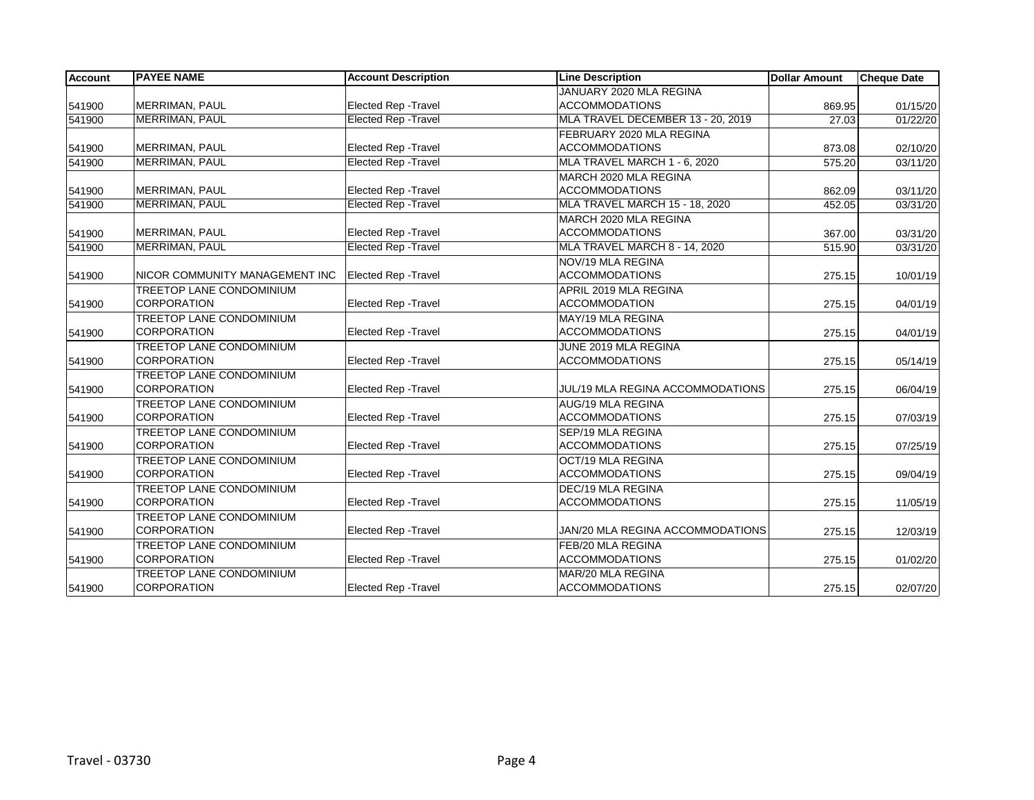| Account | PAYEE NAME | Account Description | Line Description | Dollar Amount | Cheque Date |
|---|---|---|---|---|---|
| 541900 | MERRIMAN, PAUL | Elected Rep -Travel | JANUARY 2020 MLA REGINA ACCOMMODATIONS | 869.95 | 01/15/20 |
| 541900 | MERRIMAN, PAUL | Elected Rep -Travel | MLA TRAVEL DECEMBER 13 - 20, 2019 | 27.03 | 01/22/20 |
| 541900 | MERRIMAN, PAUL | Elected Rep -Travel | FEBRUARY 2020 MLA REGINA ACCOMMODATIONS | 873.08 | 02/10/20 |
| 541900 | MERRIMAN, PAUL | Elected Rep -Travel | MLA TRAVEL MARCH 1 - 6, 2020 | 575.20 | 03/11/20 |
| 541900 | MERRIMAN, PAUL | Elected Rep -Travel | MARCH 2020 MLA REGINA ACCOMMODATIONS | 862.09 | 03/11/20 |
| 541900 | MERRIMAN, PAUL | Elected Rep -Travel | MLA TRAVEL MARCH 15 - 18, 2020 | 452.05 | 03/31/20 |
| 541900 | MERRIMAN, PAUL | Elected Rep -Travel | MARCH 2020 MLA REGINA ACCOMMODATIONS | 367.00 | 03/31/20 |
| 541900 | MERRIMAN, PAUL | Elected Rep -Travel | MLA TRAVEL MARCH 8 - 14, 2020 | 515.90 | 03/31/20 |
| 541900 | NICOR COMMUNITY MANAGEMENT INC | Elected Rep -Travel | NOV/19 MLA REGINA ACCOMMODATIONS | 275.15 | 10/01/19 |
| 541900 | TREETOP LANE CONDOMINIUM CORPORATION | Elected Rep -Travel | APRIL 2019 MLA REGINA ACCOMMODATION | 275.15 | 04/01/19 |
| 541900 | TREETOP LANE CONDOMINIUM CORPORATION | Elected Rep -Travel | MAY/19 MLA REGINA ACCOMMODATIONS | 275.15 | 04/01/19 |
| 541900 | TREETOP LANE CONDOMINIUM CORPORATION | Elected Rep -Travel | JUNE 2019 MLA REGINA ACCOMMODATIONS | 275.15 | 05/14/19 |
| 541900 | TREETOP LANE CONDOMINIUM CORPORATION | Elected Rep -Travel | JUL/19 MLA REGINA ACCOMMODATIONS | 275.15 | 06/04/19 |
| 541900 | TREETOP LANE CONDOMINIUM CORPORATION | Elected Rep -Travel | AUG/19 MLA REGINA ACCOMMODATIONS | 275.15 | 07/03/19 |
| 541900 | TREETOP LANE CONDOMINIUM CORPORATION | Elected Rep -Travel | SEP/19 MLA REGINA ACCOMMODATIONS | 275.15 | 07/25/19 |
| 541900 | TREETOP LANE CONDOMINIUM CORPORATION | Elected Rep -Travel | OCT/19 MLA REGINA ACCOMMODATIONS | 275.15 | 09/04/19 |
| 541900 | TREETOP LANE CONDOMINIUM CORPORATION | Elected Rep -Travel | DEC/19 MLA REGINA ACCOMMODATIONS | 275.15 | 11/05/19 |
| 541900 | TREETOP LANE CONDOMINIUM CORPORATION | Elected Rep -Travel | JAN/20 MLA REGINA ACCOMMODATIONS | 275.15 | 12/03/19 |
| 541900 | TREETOP LANE CONDOMINIUM CORPORATION | Elected Rep -Travel | FEB/20 MLA REGINA ACCOMMODATIONS | 275.15 | 01/02/20 |
| 541900 | TREETOP LANE CONDOMINIUM CORPORATION | Elected Rep -Travel | MAR/20 MLA REGINA ACCOMMODATIONS | 275.15 | 02/07/20 |

Travel - 03730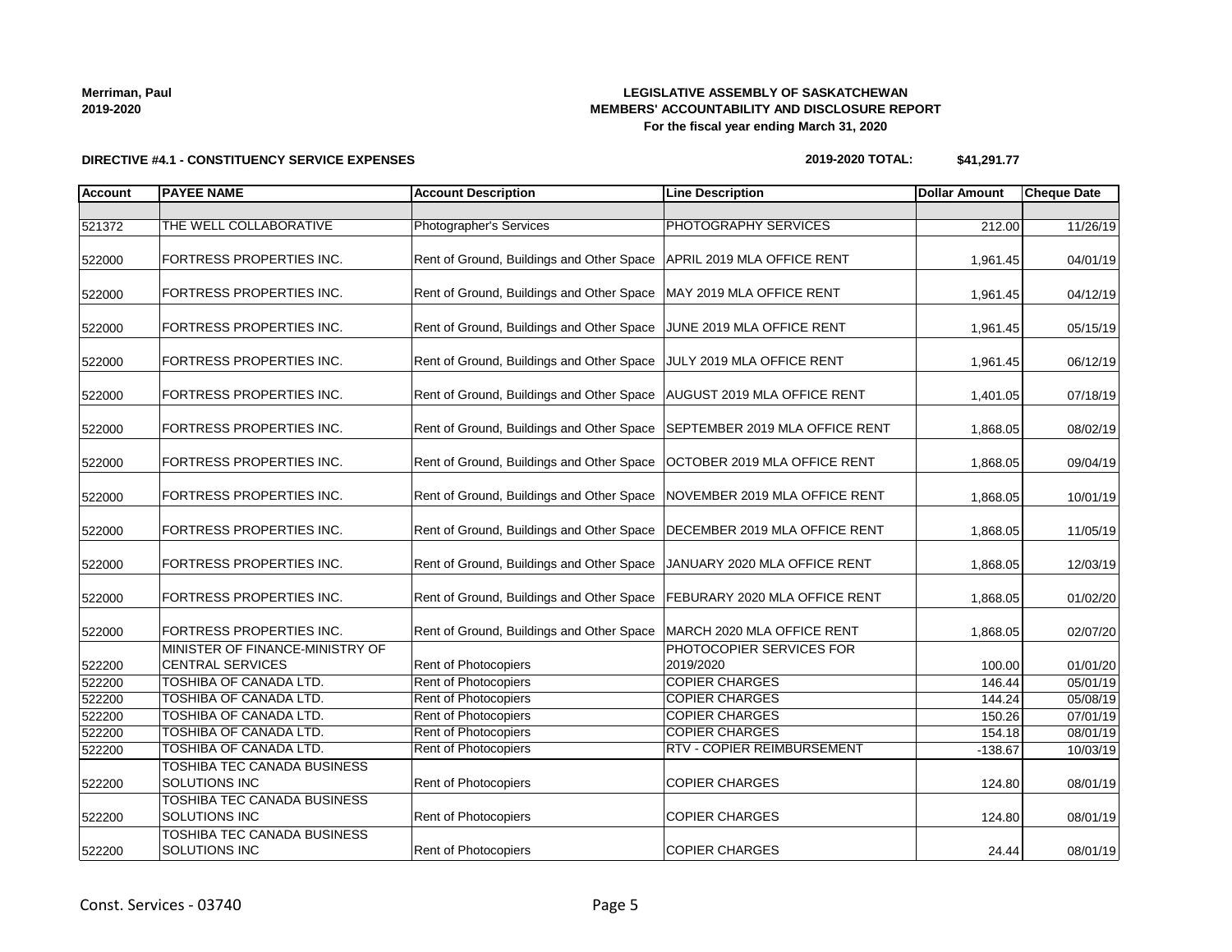Merriman, Paul
2019-2020

**LEGISLATIVE ASSEMBLY OF SASKATCHEWAN**
**MEMBERS' ACCOUNTABILITY AND DISCLOSURE REPORT**
**For the fiscal year ending March 31, 2020**

**DIRECTIVE #4.1 - CONSTITUENCY SERVICE EXPENSES**

**2019-2020 TOTAL: $41,291.77**

| Account | PAYEE NAME | Account Description | Line Description | Dollar Amount | Cheque Date |
|---|---|---|---|---|---|
| | | | | | |
| 521372 | THE WELL COLLABORATIVE | Photographer's Services | PHOTOGRAPHY SERVICES | 212.00 | 11/26/19 |
| 522000 | FORTRESS PROPERTIES INC. | Rent of Ground, Buildings and Other Space | APRIL 2019 MLA OFFICE RENT | 1,961.45 | 04/01/19 |
| 522000 | FORTRESS PROPERTIES INC. | Rent of Ground, Buildings and Other Space | MAY 2019 MLA OFFICE RENT | 1,961.45 | 04/12/19 |
| 522000 | FORTRESS PROPERTIES INC. | Rent of Ground, Buildings and Other Space | JUNE 2019 MLA OFFICE RENT | 1,961.45 | 05/15/19 |
| 522000 | FORTRESS PROPERTIES INC. | Rent of Ground, Buildings and Other Space | JULY 2019 MLA OFFICE RENT | 1,961.45 | 06/12/19 |
| 522000 | FORTRESS PROPERTIES INC. | Rent of Ground, Buildings and Other Space | AUGUST 2019 MLA OFFICE RENT | 1,401.05 | 07/18/19 |
| 522000 | FORTRESS PROPERTIES INC. | Rent of Ground, Buildings and Other Space | SEPTEMBER 2019 MLA OFFICE RENT | 1,868.05 | 08/02/19 |
| 522000 | FORTRESS PROPERTIES INC. | Rent of Ground, Buildings and Other Space | OCTOBER 2019 MLA OFFICE RENT | 1,868.05 | 09/04/19 |
| 522000 | FORTRESS PROPERTIES INC. | Rent of Ground, Buildings and Other Space | NOVEMBER 2019 MLA OFFICE RENT | 1,868.05 | 10/01/19 |
| 522000 | FORTRESS PROPERTIES INC. | Rent of Ground, Buildings and Other Space | DECEMBER 2019 MLA OFFICE RENT | 1,868.05 | 11/05/19 |
| 522000 | FORTRESS PROPERTIES INC. | Rent of Ground, Buildings and Other Space | JANUARY 2020 MLA OFFICE RENT | 1,868.05 | 12/03/19 |
| 522000 | FORTRESS PROPERTIES INC. | Rent of Ground, Buildings and Other Space | FEBURARY 2020 MLA OFFICE RENT | 1,868.05 | 01/02/20 |
| 522000 | FORTRESS PROPERTIES INC. | Rent of Ground, Buildings and Other Space | MARCH 2020 MLA OFFICE RENT | 1,868.05 | 02/07/20 |
| 522200 | MINISTER OF FINANCE-MINISTRY OF CENTRAL SERVICES | Rent of Photocopiers | PHOTOCOPIER SERVICES FOR 2019/2020 | 100.00 | 01/01/20 |
| 522200 | TOSHIBA OF CANADA LTD. | Rent of Photocopiers | COPIER CHARGES | 146.44 | 05/01/19 |
| 522200 | TOSHIBA OF CANADA LTD. | Rent of Photocopiers | COPIER CHARGES | 144.24 | 05/08/19 |
| 522200 | TOSHIBA OF CANADA LTD. | Rent of Photocopiers | COPIER CHARGES | 150.26 | 07/01/19 |
| 522200 | TOSHIBA OF CANADA LTD. | Rent of Photocopiers | COPIER CHARGES | 154.18 | 08/01/19 |
| 522200 | TOSHIBA OF CANADA LTD. | Rent of Photocopiers | RTV - COPIER REIMBURSEMENT | -138.67 | 10/03/19 |
| 522200 | TOSHIBA TEC CANADA BUSINESS SOLUTIONS INC | Rent of Photocopiers | COPIER CHARGES | 124.80 | 08/01/19 |
| 522200 | TOSHIBA TEC CANADA BUSINESS SOLUTIONS INC | Rent of Photocopiers | COPIER CHARGES | 124.80 | 08/01/19 |
| 522200 | TOSHIBA TEC CANADA BUSINESS SOLUTIONS INC | Rent of Photocopiers | COPIER CHARGES | 24.44 | 08/01/19 |

Const. Services - 03740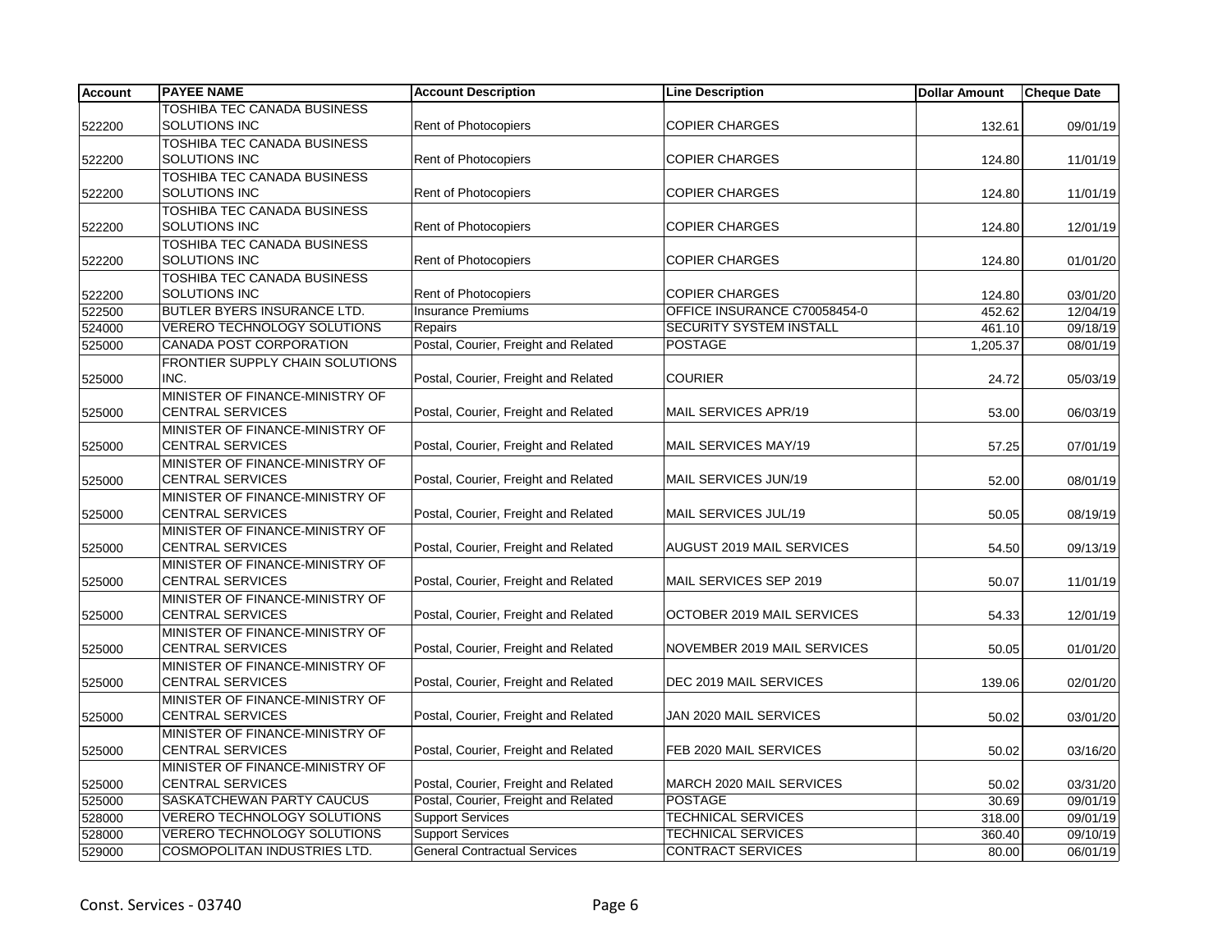| Account | PAYEE NAME | Account Description | Line Description | Dollar Amount | Cheque Date |
|---|---|---|---|---|---|
| 522200 | TOSHIBA TEC CANADA BUSINESS SOLUTIONS INC | Rent of Photocopiers | COPIER CHARGES | 132.61 | 09/01/19 |
| 522200 | TOSHIBA TEC CANADA BUSINESS SOLUTIONS INC | Rent of Photocopiers | COPIER CHARGES | 124.80 | 11/01/19 |
| 522200 | TOSHIBA TEC CANADA BUSINESS SOLUTIONS INC | Rent of Photocopiers | COPIER CHARGES | 124.80 | 11/01/19 |
| 522200 | TOSHIBA TEC CANADA BUSINESS SOLUTIONS INC | Rent of Photocopiers | COPIER CHARGES | 124.80 | 12/01/19 |
| 522200 | TOSHIBA TEC CANADA BUSINESS SOLUTIONS INC | Rent of Photocopiers | COPIER CHARGES | 124.80 | 01/01/20 |
| 522200 | TOSHIBA TEC CANADA BUSINESS SOLUTIONS INC | Rent of Photocopiers | COPIER CHARGES | 124.80 | 03/01/20 |
| 522500 | BUTLER BYERS INSURANCE LTD. | Insurance Premiums | OFFICE INSURANCE C70058454-0 | 452.62 | 12/04/19 |
| 524000 | VERERO TECHNOLOGY SOLUTIONS | Repairs | SECURITY SYSTEM INSTALL | 461.10 | 09/18/19 |
| 525000 | CANADA POST CORPORATION | Postal, Courier, Freight and Related | POSTAGE | 1,205.37 | 08/01/19 |
| 525000 | FRONTIER SUPPLY CHAIN SOLUTIONS INC. | Postal, Courier, Freight and Related | COURIER | 24.72 | 05/03/19 |
| 525000 | MINISTER OF FINANCE-MINISTRY OF CENTRAL SERVICES | Postal, Courier, Freight and Related | MAIL SERVICES APR/19 | 53.00 | 06/03/19 |
| 525000 | MINISTER OF FINANCE-MINISTRY OF CENTRAL SERVICES | Postal, Courier, Freight and Related | MAIL SERVICES MAY/19 | 57.25 | 07/01/19 |
| 525000 | MINISTER OF FINANCE-MINISTRY OF CENTRAL SERVICES | Postal, Courier, Freight and Related | MAIL SERVICES JUN/19 | 52.00 | 08/01/19 |
| 525000 | MINISTER OF FINANCE-MINISTRY OF CENTRAL SERVICES | Postal, Courier, Freight and Related | MAIL SERVICES JUL/19 | 50.05 | 08/19/19 |
| 525000 | MINISTER OF FINANCE-MINISTRY OF CENTRAL SERVICES | Postal, Courier, Freight and Related | AUGUST 2019 MAIL SERVICES | 54.50 | 09/13/19 |
| 525000 | MINISTER OF FINANCE-MINISTRY OF CENTRAL SERVICES | Postal, Courier, Freight and Related | MAIL SERVICES SEP 2019 | 50.07 | 11/01/19 |
| 525000 | MINISTER OF FINANCE-MINISTRY OF CENTRAL SERVICES | Postal, Courier, Freight and Related | OCTOBER 2019 MAIL SERVICES | 54.33 | 12/01/19 |
| 525000 | MINISTER OF FINANCE-MINISTRY OF CENTRAL SERVICES | Postal, Courier, Freight and Related | NOVEMBER 2019 MAIL SERVICES | 50.05 | 01/01/20 |
| 525000 | MINISTER OF FINANCE-MINISTRY OF CENTRAL SERVICES | Postal, Courier, Freight and Related | DEC 2019 MAIL SERVICES | 139.06 | 02/01/20 |
| 525000 | MINISTER OF FINANCE-MINISTRY OF CENTRAL SERVICES | Postal, Courier, Freight and Related | JAN 2020 MAIL SERVICES | 50.02 | 03/01/20 |
| 525000 | MINISTER OF FINANCE-MINISTRY OF CENTRAL SERVICES | Postal, Courier, Freight and Related | FEB 2020 MAIL SERVICES | 50.02 | 03/16/20 |
| 525000 | MINISTER OF FINANCE-MINISTRY OF CENTRAL SERVICES | Postal, Courier, Freight and Related | MARCH 2020 MAIL SERVICES | 50.02 | 03/31/20 |
| 525000 | SASKATCHEWAN PARTY CAUCUS | Postal, Courier, Freight and Related | POSTAGE | 30.69 | 09/01/19 |
| 528000 | VERERO TECHNOLOGY SOLUTIONS | Support Services | TECHNICAL SERVICES | 318.00 | 09/01/19 |
| 528000 | VERERO TECHNOLOGY SOLUTIONS | Support Services | TECHNICAL SERVICES | 360.40 | 09/10/19 |
| 529000 | COSMOPOLITAN INDUSTRIES LTD. | General Contractual Services | CONTRACT SERVICES | 80.00 | 06/01/19 |

Const. Services - 03740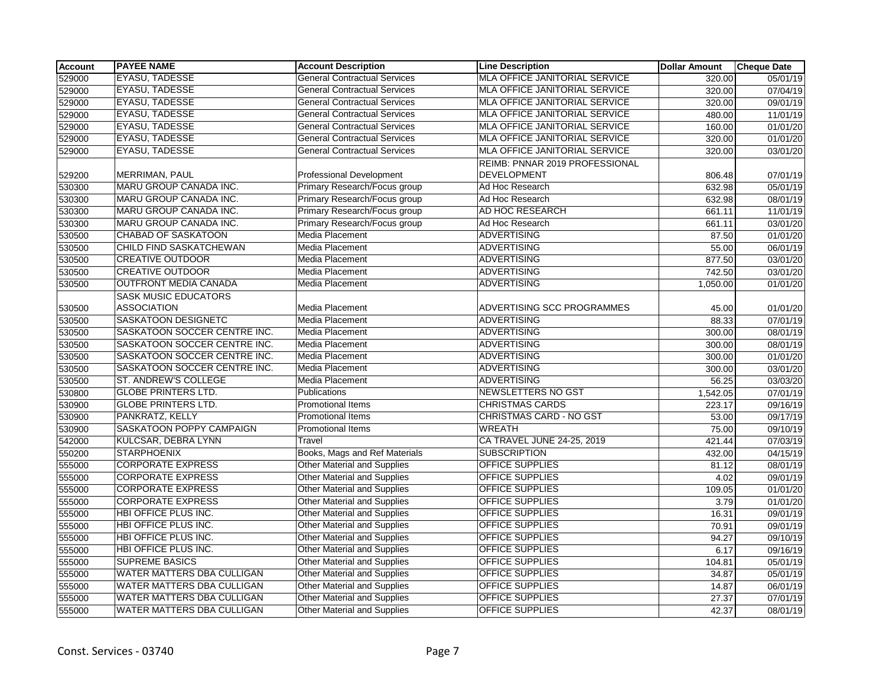| Account | PAYEE NAME | Account Description | Line Description | Dollar Amount | Cheque Date |
|---|---|---|---|---|---|
| 529000 | EYASU, TADESSE | General Contractual Services | MLA OFFICE JANITORIAL SERVICE | 320.00 | 05/01/19 |
| 529000 | EYASU, TADESSE | General Contractual Services | MLA OFFICE JANITORIAL SERVICE | 320.00 | 07/04/19 |
| 529000 | EYASU, TADESSE | General Contractual Services | MLA OFFICE JANITORIAL SERVICE | 320.00 | 09/01/19 |
| 529000 | EYASU, TADESSE | General Contractual Services | MLA OFFICE JANITORIAL SERVICE | 480.00 | 11/01/19 |
| 529000 | EYASU, TADESSE | General Contractual Services | MLA OFFICE JANITORIAL SERVICE | 160.00 | 01/01/20 |
| 529000 | EYASU, TADESSE | General Contractual Services | MLA OFFICE JANITORIAL SERVICE | 320.00 | 01/01/20 |
| 529000 | EYASU, TADESSE | General Contractual Services | MLA OFFICE JANITORIAL SERVICE | 320.00 | 03/01/20 |
| 529200 | MERRIMAN, PAUL | Professional Development | REIMB: PNNAR 2019 PROFESSIONAL DEVELOPMENT | 806.48 | 07/01/19 |
| 530300 | MARU GROUP CANADA INC. | Primary Research/Focus group | Ad Hoc Research | 632.98 | 05/01/19 |
| 530300 | MARU GROUP CANADA INC. | Primary Research/Focus group | Ad Hoc Research | 632.98 | 08/01/19 |
| 530300 | MARU GROUP CANADA INC. | Primary Research/Focus group | AD HOC RESEARCH | 661.11 | 11/01/19 |
| 530300 | MARU GROUP CANADA INC. | Primary Research/Focus group | Ad Hoc Research | 661.11 | 03/01/20 |
| 530500 | CHABAD OF SASKATOON | Media Placement | ADVERTISING | 87.50 | 01/01/20 |
| 530500 | CHILD FIND SASKATCHEWAN | Media Placement | ADVERTISING | 55.00 | 06/01/19 |
| 530500 | CREATIVE OUTDOOR | Media Placement | ADVERTISING | 877.50 | 03/01/20 |
| 530500 | CREATIVE OUTDOOR | Media Placement | ADVERTISING | 742.50 | 03/01/20 |
| 530500 | OUTFRONT MEDIA CANADA | Media Placement | ADVERTISING | 1,050.00 | 01/01/20 |
| 530500 | SASK MUSIC EDUCATORS ASSOCIATION | Media Placement | ADVERTISING SCC PROGRAMMES | 45.00 | 01/01/20 |
| 530500 | SASKATOON DESIGNETC | Media Placement | ADVERTISING | 88.33 | 07/01/19 |
| 530500 | SASKATOON SOCCER CENTRE INC. | Media Placement | ADVERTISING | 300.00 | 08/01/19 |
| 530500 | SASKATOON SOCCER CENTRE INC. | Media Placement | ADVERTISING | 300.00 | 08/01/19 |
| 530500 | SASKATOON SOCCER CENTRE INC. | Media Placement | ADVERTISING | 300.00 | 01/01/20 |
| 530500 | SASKATOON SOCCER CENTRE INC. | Media Placement | ADVERTISING | 300.00 | 03/01/20 |
| 530500 | ST. ANDREW'S COLLEGE | Media Placement | ADVERTISING | 56.25 | 03/03/20 |
| 530800 | GLOBE PRINTERS LTD. | Publications | NEWSLETTERS NO GST | 1,542.05 | 07/01/19 |
| 530900 | GLOBE PRINTERS LTD. | Promotional Items | CHRISTMAS CARDS | 223.17 | 09/16/19 |
| 530900 | PANKRATZ, KELLY | Promotional Items | CHRISTMAS CARD - NO GST | 53.00 | 09/17/19 |
| 530900 | SASKATOON POPPY CAMPAIGN | Promotional Items | WREATH | 75.00 | 09/10/19 |
| 542000 | KULCSAR, DEBRA LYNN | Travel | CA TRAVEL JUNE 24-25, 2019 | 421.44 | 07/03/19 |
| 550200 | STARPHOENIX | Books, Mags and Ref Materials | SUBSCRIPTION | 432.00 | 04/15/19 |
| 555000 | CORPORATE EXPRESS | Other Material and Supplies | OFFICE SUPPLIES | 81.12 | 08/01/19 |
| 555000 | CORPORATE EXPRESS | Other Material and Supplies | OFFICE SUPPLIES | 4.02 | 09/01/19 |
| 555000 | CORPORATE EXPRESS | Other Material and Supplies | OFFICE SUPPLIES | 109.05 | 01/01/20 |
| 555000 | CORPORATE EXPRESS | Other Material and Supplies | OFFICE SUPPLIES | 3.79 | 01/01/20 |
| 555000 | HBI OFFICE PLUS INC. | Other Material and Supplies | OFFICE SUPPLIES | 16.31 | 09/01/19 |
| 555000 | HBI OFFICE PLUS INC. | Other Material and Supplies | OFFICE SUPPLIES | 70.91 | 09/01/19 |
| 555000 | HBI OFFICE PLUS INC. | Other Material and Supplies | OFFICE SUPPLIES | 94.27 | 09/10/19 |
| 555000 | HBI OFFICE PLUS INC. | Other Material and Supplies | OFFICE SUPPLIES | 6.17 | 09/16/19 |
| 555000 | SUPREME BASICS | Other Material and Supplies | OFFICE SUPPLIES | 104.81 | 05/01/19 |
| 555000 | WATER MATTERS DBA CULLIGAN | Other Material and Supplies | OFFICE SUPPLIES | 34.87 | 05/01/19 |
| 555000 | WATER MATTERS DBA CULLIGAN | Other Material and Supplies | OFFICE SUPPLIES | 14.87 | 06/01/19 |
| 555000 | WATER MATTERS DBA CULLIGAN | Other Material and Supplies | OFFICE SUPPLIES | 27.37 | 07/01/19 |
| 555000 | WATER MATTERS DBA CULLIGAN | Other Material and Supplies | OFFICE SUPPLIES | 42.37 | 08/01/19 |

Const. Services - 03740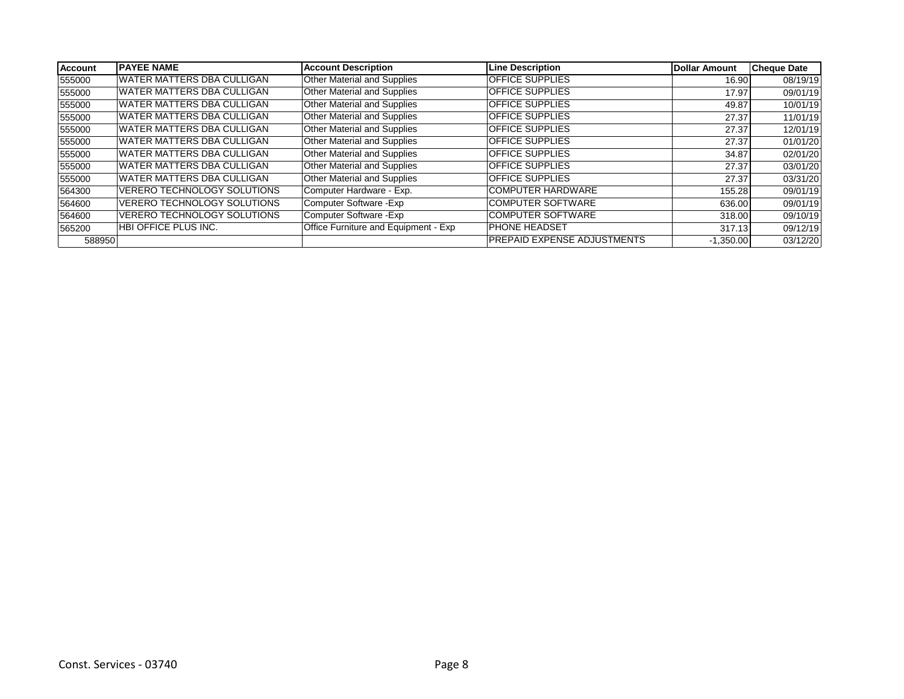| Account | PAYEE NAME | Account Description | Line Description | Dollar Amount | Cheque Date |
|---|---|---|---|---|---|
| 555000 | WATER MATTERS DBA CULLIGAN | Other Material and Supplies | OFFICE SUPPLIES | 16.90 | 08/19/19 |
| 555000 | WATER MATTERS DBA CULLIGAN | Other Material and Supplies | OFFICE SUPPLIES | 17.97 | 09/01/19 |
| 555000 | WATER MATTERS DBA CULLIGAN | Other Material and Supplies | OFFICE SUPPLIES | 49.87 | 10/01/19 |
| 555000 | WATER MATTERS DBA CULLIGAN | Other Material and Supplies | OFFICE SUPPLIES | 27.37 | 11/01/19 |
| 555000 | WATER MATTERS DBA CULLIGAN | Other Material and Supplies | OFFICE SUPPLIES | 27.37 | 12/01/19 |
| 555000 | WATER MATTERS DBA CULLIGAN | Other Material and Supplies | OFFICE SUPPLIES | 27.37 | 01/01/20 |
| 555000 | WATER MATTERS DBA CULLIGAN | Other Material and Supplies | OFFICE SUPPLIES | 34.87 | 02/01/20 |
| 555000 | WATER MATTERS DBA CULLIGAN | Other Material and Supplies | OFFICE SUPPLIES | 27.37 | 03/01/20 |
| 555000 | WATER MATTERS DBA CULLIGAN | Other Material and Supplies | OFFICE SUPPLIES | 27.37 | 03/31/20 |
| 564300 | VERERO TECHNOLOGY SOLUTIONS | Computer Hardware - Exp. | COMPUTER HARDWARE | 155.28 | 09/01/19 |
| 564600 | VERERO TECHNOLOGY SOLUTIONS | Computer Software -Exp | COMPUTER SOFTWARE | 636.00 | 09/01/19 |
| 564600 | VERERO TECHNOLOGY SOLUTIONS | Computer Software -Exp | COMPUTER SOFTWARE | 318.00 | 09/10/19 |
| 565200 | HBI OFFICE PLUS INC. | Office Furniture and Equipment - Exp | PHONE HEADSET | 317.13 | 09/12/19 |
| 588950 | | | PREPAID EXPENSE ADJUSTMENTS | -1,350.00 | 03/12/20 |

Const. Services - 03740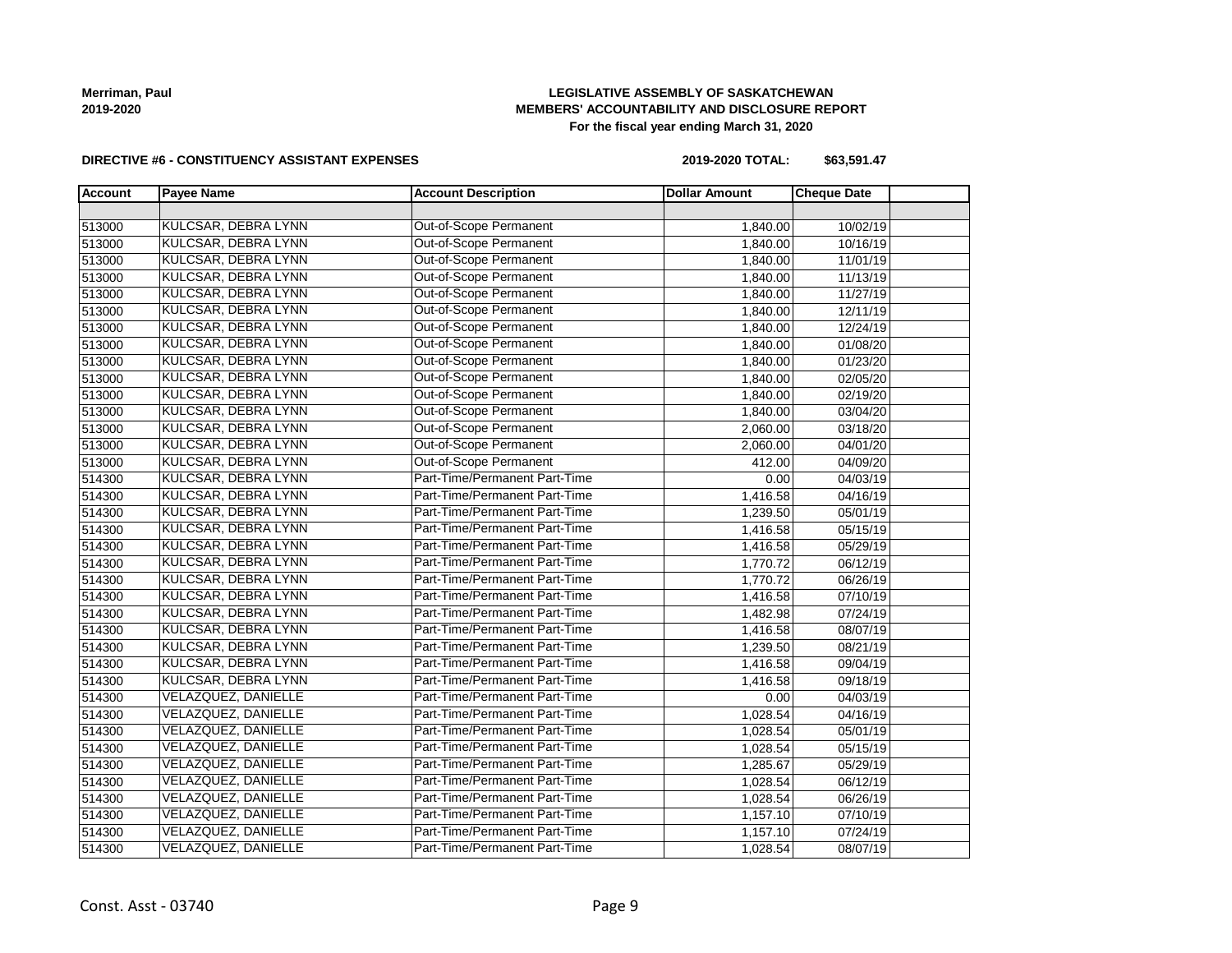**Merriman, Paul**
**2019-2020**

**LEGISLATIVE ASSEMBLY OF SASKATCHEWAN**
**MEMBERS' ACCOUNTABILITY AND DISCLOSURE REPORT**
**For the fiscal year ending March 31, 2020**

**DIRECTIVE #6 - CONSTITUENCY ASSISTANT EXPENSES**

**2019-2020 TOTAL: $63,591.47**

| Account | Payee Name | Account Description | Dollar Amount | Cheque Date | |
|---|---|---|---|---|---|
| | | | | | |
| 513000 | KULCSAR, DEBRA LYNN | Out-of-Scope Permanent | 1,840.00 | 10/02/19 | |
| 513000 | KULCSAR, DEBRA LYNN | Out-of-Scope Permanent | 1,840.00 | 10/16/19 | |
| 513000 | KULCSAR, DEBRA LYNN | Out-of-Scope Permanent | 1,840.00 | 11/01/19 | |
| 513000 | KULCSAR, DEBRA LYNN | Out-of-Scope Permanent | 1,840.00 | 11/13/19 | |
| 513000 | KULCSAR, DEBRA LYNN | Out-of-Scope Permanent | 1,840.00 | 11/27/19 | |
| 513000 | KULCSAR, DEBRA LYNN | Out-of-Scope Permanent | 1,840.00 | 12/11/19 | |
| 513000 | KULCSAR, DEBRA LYNN | Out-of-Scope Permanent | 1,840.00 | 12/24/19 | |
| 513000 | KULCSAR, DEBRA LYNN | Out-of-Scope Permanent | 1,840.00 | 01/08/20 | |
| 513000 | KULCSAR, DEBRA LYNN | Out-of-Scope Permanent | 1,840.00 | 01/23/20 | |
| 513000 | KULCSAR, DEBRA LYNN | Out-of-Scope Permanent | 1,840.00 | 02/05/20 | |
| 513000 | KULCSAR, DEBRA LYNN | Out-of-Scope Permanent | 1,840.00 | 02/19/20 | |
| 513000 | KULCSAR, DEBRA LYNN | Out-of-Scope Permanent | 1,840.00 | 03/04/20 | |
| 513000 | KULCSAR, DEBRA LYNN | Out-of-Scope Permanent | 2,060.00 | 03/18/20 | |
| 513000 | KULCSAR, DEBRA LYNN | Out-of-Scope Permanent | 2,060.00 | 04/01/20 | |
| 513000 | KULCSAR, DEBRA LYNN | Out-of-Scope Permanent | 412.00 | 04/09/20 | |
| 514300 | KULCSAR, DEBRA LYNN | Part-Time/Permanent Part-Time | 0.00 | 04/03/19 | |
| 514300 | KULCSAR, DEBRA LYNN | Part-Time/Permanent Part-Time | 1,416.58 | 04/16/19 | |
| 514300 | KULCSAR, DEBRA LYNN | Part-Time/Permanent Part-Time | 1,239.50 | 05/01/19 | |
| 514300 | KULCSAR, DEBRA LYNN | Part-Time/Permanent Part-Time | 1,416.58 | 05/15/19 | |
| 514300 | KULCSAR, DEBRA LYNN | Part-Time/Permanent Part-Time | 1,416.58 | 05/29/19 | |
| 514300 | KULCSAR, DEBRA LYNN | Part-Time/Permanent Part-Time | 1,770.72 | 06/12/19 | |
| 514300 | KULCSAR, DEBRA LYNN | Part-Time/Permanent Part-Time | 1,770.72 | 06/26/19 | |
| 514300 | KULCSAR, DEBRA LYNN | Part-Time/Permanent Part-Time | 1,416.58 | 07/10/19 | |
| 514300 | KULCSAR, DEBRA LYNN | Part-Time/Permanent Part-Time | 1,482.98 | 07/24/19 | |
| 514300 | KULCSAR, DEBRA LYNN | Part-Time/Permanent Part-Time | 1,416.58 | 08/07/19 | |
| 514300 | KULCSAR, DEBRA LYNN | Part-Time/Permanent Part-Time | 1,239.50 | 08/21/19 | |
| 514300 | KULCSAR, DEBRA LYNN | Part-Time/Permanent Part-Time | 1,416.58 | 09/04/19 | |
| 514300 | KULCSAR, DEBRA LYNN | Part-Time/Permanent Part-Time | 1,416.58 | 09/18/19 | |
| 514300 | VELAZQUEZ, DANIELLE | Part-Time/Permanent Part-Time | 0.00 | 04/03/19 | |
| 514300 | VELAZQUEZ, DANIELLE | Part-Time/Permanent Part-Time | 1,028.54 | 04/16/19 | |
| 514300 | VELAZQUEZ, DANIELLE | Part-Time/Permanent Part-Time | 1,028.54 | 05/01/19 | |
| 514300 | VELAZQUEZ, DANIELLE | Part-Time/Permanent Part-Time | 1,028.54 | 05/15/19 | |
| 514300 | VELAZQUEZ, DANIELLE | Part-Time/Permanent Part-Time | 1,285.67 | 05/29/19 | |
| 514300 | VELAZQUEZ, DANIELLE | Part-Time/Permanent Part-Time | 1,028.54 | 06/12/19 | |
| 514300 | VELAZQUEZ, DANIELLE | Part-Time/Permanent Part-Time | 1,028.54 | 06/26/19 | |
| 514300 | VELAZQUEZ, DANIELLE | Part-Time/Permanent Part-Time | 1,157.10 | 07/10/19 | |
| 514300 | VELAZQUEZ, DANIELLE | Part-Time/Permanent Part-Time | 1,157.10 | 07/24/19 | |
| 514300 | VELAZQUEZ, DANIELLE | Part-Time/Permanent Part-Time | 1,028.54 | 08/07/19 | |

Const. Asst - 03740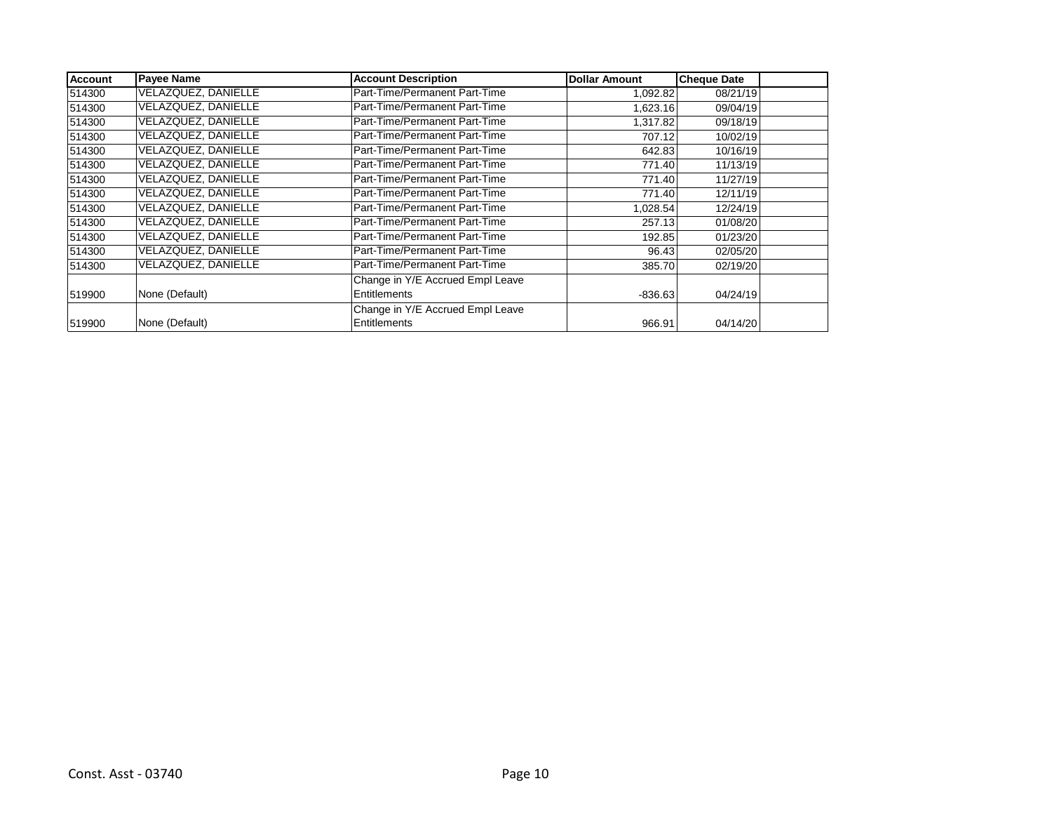| Account | Payee Name | Account Description | Dollar Amount | Cheque Date | |
|---|---|---|---|---|---|
| 514300 | VELAZQUEZ, DANIELLE | Part-Time/Permanent Part-Time | 1,092.82 | 08/21/19 | |
| 514300 | VELAZQUEZ, DANIELLE | Part-Time/Permanent Part-Time | 1,623.16 | 09/04/19 | |
| 514300 | VELAZQUEZ, DANIELLE | Part-Time/Permanent Part-Time | 1,317.82 | 09/18/19 | |
| 514300 | VELAZQUEZ, DANIELLE | Part-Time/Permanent Part-Time | 707.12 | 10/02/19 | |
| 514300 | VELAZQUEZ, DANIELLE | Part-Time/Permanent Part-Time | 642.83 | 10/16/19 | |
| 514300 | VELAZQUEZ, DANIELLE | Part-Time/Permanent Part-Time | 771.40 | 11/13/19 | |
| 514300 | VELAZQUEZ, DANIELLE | Part-Time/Permanent Part-Time | 771.40 | 11/27/19 | |
| 514300 | VELAZQUEZ, DANIELLE | Part-Time/Permanent Part-Time | 771.40 | 12/11/19 | |
| 514300 | VELAZQUEZ, DANIELLE | Part-Time/Permanent Part-Time | 1,028.54 | 12/24/19 | |
| 514300 | VELAZQUEZ, DANIELLE | Part-Time/Permanent Part-Time | 257.13 | 01/08/20 | |
| 514300 | VELAZQUEZ, DANIELLE | Part-Time/Permanent Part-Time | 192.85 | 01/23/20 | |
| 514300 | VELAZQUEZ, DANIELLE | Part-Time/Permanent Part-Time | 96.43 | 02/05/20 | |
| 514300 | VELAZQUEZ, DANIELLE | Part-Time/Permanent Part-Time | 385.70 | 02/19/20 | |
| 519900 | None (Default) | Change in Y/E Accrued Empl Leave Entitlements | -836.63 | 04/24/19 | |
| 519900 | None (Default) | Change in Y/E Accrued Empl Leave Entitlements | 966.91 | 04/14/20 | |

Const. Asst - 03740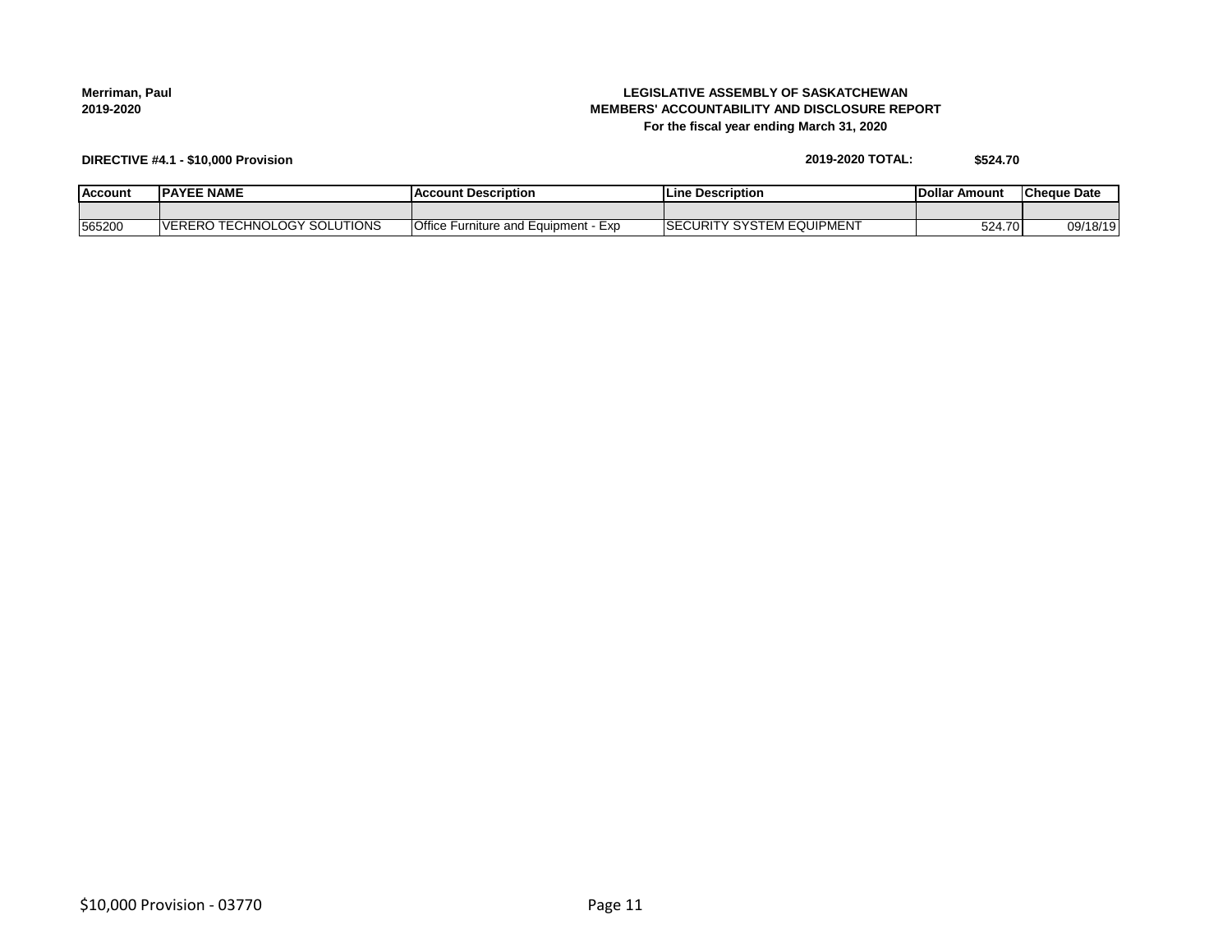Merriman, Paul
2019-2020

**LEGISLATIVE ASSEMBLY OF SASKATCHEWAN**
**MEMBERS' ACCOUNTABILITY AND DISCLOSURE REPORT**
**For the fiscal year ending March 31, 2020**

**DIRECTIVE #4.1 - $10,000 Provision**

**2019-2020 TOTAL: $524.70**

| Account | PAYEE NAME | Account Description | Line Description | Dollar Amount | Cheque Date |
|---|---|---|---|---|---|
| | | | | | |
| 565200 | VERERO TECHNOLOGY SOLUTIONS | Office Furniture and Equipment - Exp | SECURITY SYSTEM EQUIPMENT | 524.70 | 09/18/19 |

$10,000 Provision - 03770